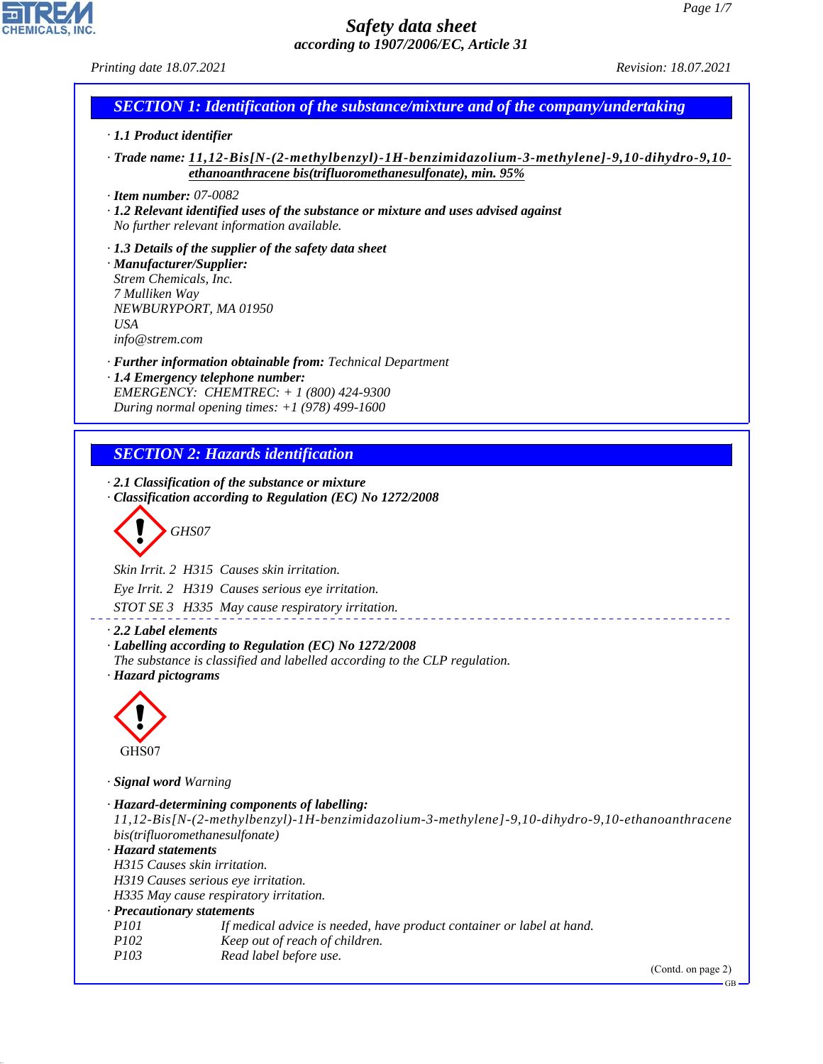# Safety data sheet

*according to 1907/2006/EC, Article 31*

Printing date 18.07.2021 Revision: 18.07.2021

## SECTION 1: Identification of the substance/mixture and of the company/undertaking

· **1.1 Product identifier**

· **Trade name:** **11,12-Bis[N-(2-methylbenzyl)-1H-benzimidazolium-3-methylene]-9,10-dihydro-9,10-ethanoanthracene bis(trifluoromethanesulfonate), min. 95%**

· **Item number:** 07-0082

· **1.2 Relevant identified uses of the substance or mixture and uses advised against**
No further relevant information available.

· **1.3 Details of the supplier of the safety data sheet**

· **Manufacturer/Supplier:**
Strem Chemicals, Inc.
7 Mulliken Way
NEWBURYPORT, MA 01950
USA
info@strem.com

· **Further information obtainable from:** Technical Department

· **1.4 Emergency telephone number:**
EMERGENCY: CHEMTREC: + 1 (800) 424-9300
During normal opening times: +1 (978) 499-1600

## SECTION 2: Hazards identification

· **2.1 Classification of the substance or mixture**

· **Classification according to Regulation (EC) No 1272/2008**

GHS07

Skin Irrit. 2 H315 Causes skin irritation.

Eye Irrit. 2 H319 Causes serious eye irritation.

STOT SE 3 H335 May cause respiratory irritation.

· **2.2 Label elements**

· **Labelling according to Regulation (EC) No 1272/2008**
The substance is classified and labelled according to the CLP regulation.

· **Hazard pictograms**

GHS07

· **Signal word** Warning

· **Hazard-determining components of labelling:**
11,12-Bis[N-(2-methylbenzyl)-1H-benzimidazolium-3-methylene]-9,10-dihydro-9,10-ethanoanthracene bis(trifluoromethanesulfonate)

· **Hazard statements**
H315 Causes skin irritation.
H319 Causes serious eye irritation.
H335 May cause respiratory irritation.

· **Precautionary statements**

| | |
|---|---|
| P101 | If medical advice is needed, have product container or label at hand. |
| P102 | Keep out of reach of children. |
| P103 | Read label before use. |

(Contd. on page 2)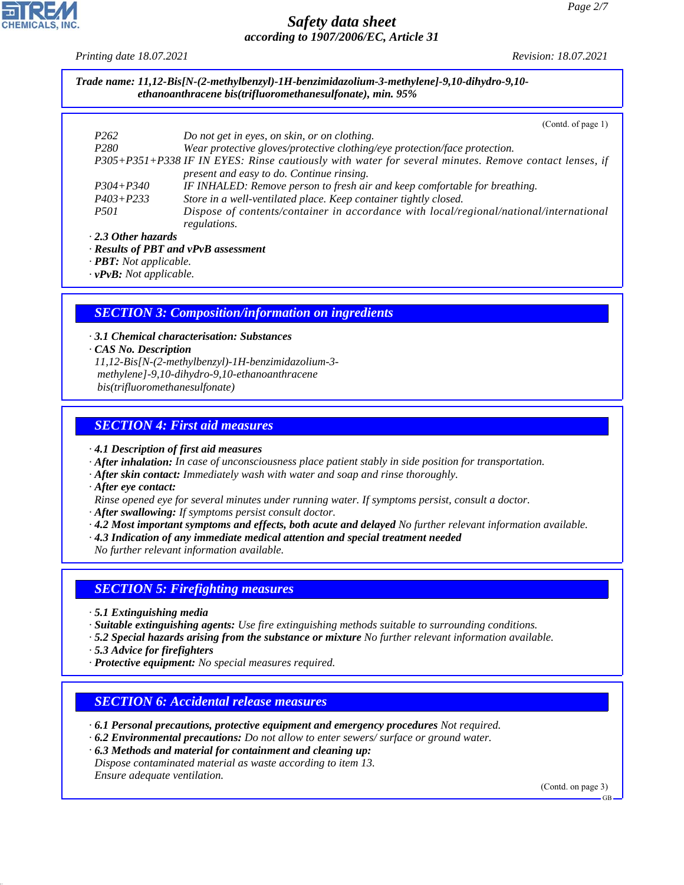Trade name: 11,12-Bis[N-(2-methylbenzyl)-1H-benzimidazolium-3-methylene]-9,10-dihydro-9,10-ethanoanthracene bis(trifluoromethanesulfonate), min. 95%

(Contd. of page 1)

| | |
|---|---|
| P262 | Do not get in eyes, on skin, or on clothing. |
| P280 | Wear protective gloves/protective clothing/eye protection/face protection. |
| P305+P351+P338 | IF IN EYES: Rinse cautiously with water for several minutes. Remove contact lenses, if present and easy to do. Continue rinsing. |
| P304+P340 | IF INHALED: Remove person to fresh air and keep comfortable for breathing. |
| P403+P233 | Store in a well-ventilated place. Keep container tightly closed. |
| P501 | Dispose of contents/container in accordance with local/regional/national/international regulations. |

· **2.3 Other hazards**
· **Results of PBT and vPvB assessment**
· **PBT:** Not applicable.
· **vPvB:** Not applicable.

## SECTION 3: Composition/information on ingredients

· **3.1 Chemical characterisation: Substances**
· **CAS No. Description**
11,12-Bis[N-(2-methylbenzyl)-1H-benzimidazolium-3-methylene]-9,10-dihydro-9,10-ethanoanthracene bis(trifluoromethanesulfonate)

## SECTION 4: First aid measures

· **4.1 Description of first aid measures**
· **After inhalation:** In case of unconsciousness place patient stably in side position for transportation.
· **After skin contact:** Immediately wash with water and soap and rinse thoroughly.
· **After eye contact:**
Rinse opened eye for several minutes under running water. If symptoms persist, consult a doctor.
· **After swallowing:** If symptoms persist consult doctor.
· **4.2 Most important symptoms and effects, both acute and delayed** No further relevant information available.
· **4.3 Indication of any immediate medical attention and special treatment needed**
No further relevant information available.

## SECTION 5: Firefighting measures

· **5.1 Extinguishing media**
· **Suitable extinguishing agents:** Use fire extinguishing methods suitable to surrounding conditions.
· **5.2 Special hazards arising from the substance or mixture** No further relevant information available.
· **5.3 Advice for firefighters**
· **Protective equipment:** No special measures required.

## SECTION 6: Accidental release measures

· **6.1 Personal precautions, protective equipment and emergency procedures** Not required.
· **6.2 Environmental precautions:** Do not allow to enter sewers/ surface or ground water.
· **6.3 Methods and material for containment and cleaning up:**
Dispose contaminated material as waste according to item 13.
Ensure adequate ventilation.

(Contd. on page 3)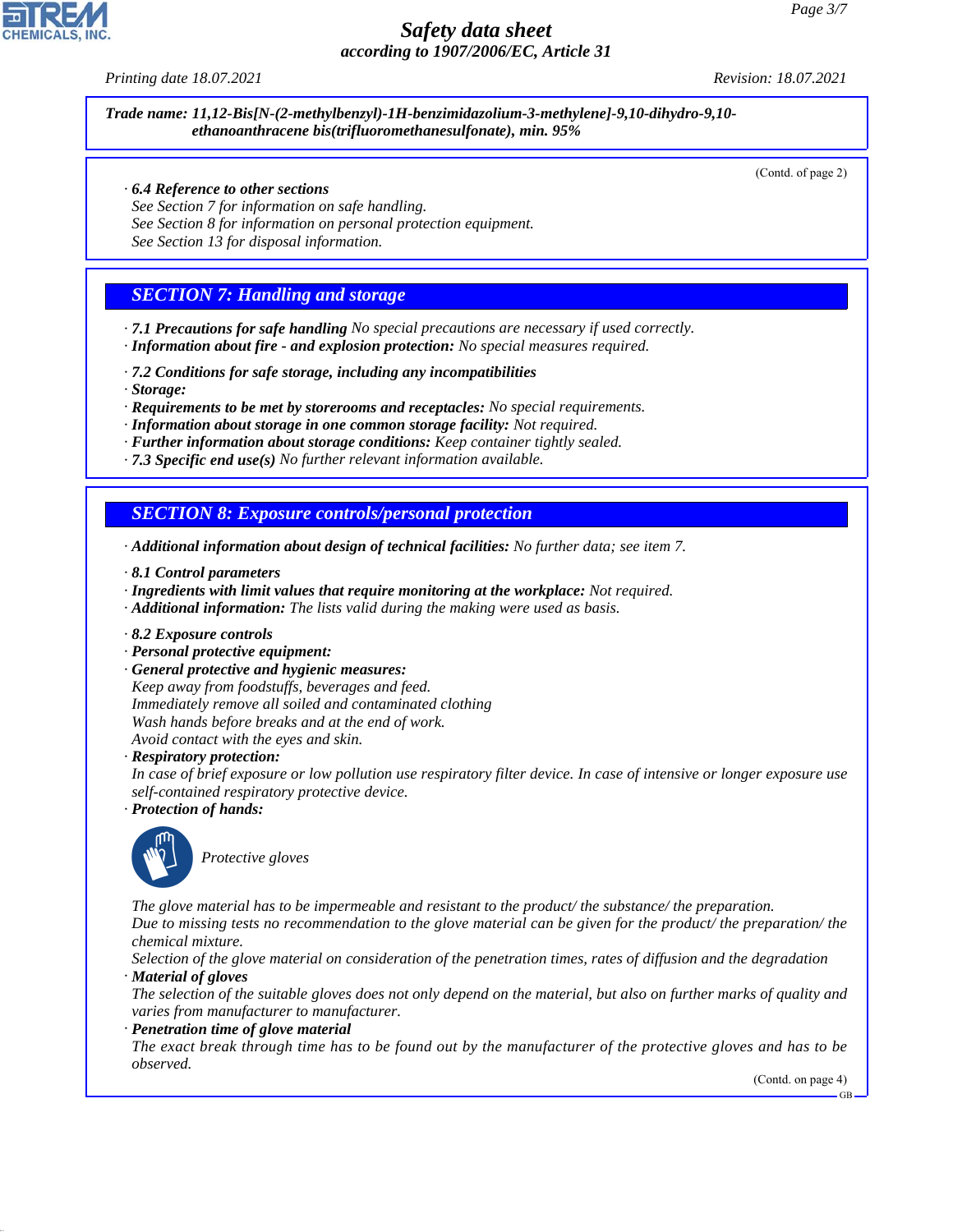Trade name: 11,12-Bis[N-(2-methylbenzyl)-1H-benzimidazolium-3-methylene]-9,10-dihydro-9,10-ethanoanthracene bis(trifluoromethanesulfonate), min. 95%

(Contd. of page 2)

· **6.4 Reference to other sections**
See Section 7 for information on safe handling.
See Section 8 for information on personal protection equipment.
See Section 13 for disposal information.

## SECTION 7: Handling and storage

· **7.1 Precautions for safe handling** No special precautions are necessary if used correctly.
· **Information about fire - and explosion protection:** No special measures required.

· **7.2 Conditions for safe storage, including any incompatibilities**
· **Storage:**
· **Requirements to be met by storerooms and receptacles:** No special requirements.
· **Information about storage in one common storage facility:** Not required.
· **Further information about storage conditions:** Keep container tightly sealed.
· **7.3 Specific end use(s)** No further relevant information available.

## SECTION 8: Exposure controls/personal protection

· **Additional information about design of technical facilities:** No further data; see item 7.

· **8.1 Control parameters**
· **Ingredients with limit values that require monitoring at the workplace:** Not required.
· **Additional information:** The lists valid during the making were used as basis.

· **8.2 Exposure controls**
· **Personal protective equipment:**
· **General protective and hygienic measures:**
Keep away from foodstuffs, beverages and feed.
Immediately remove all soiled and contaminated clothing
Wash hands before breaks and at the end of work.
Avoid contact with the eyes and skin.
· **Respiratory protection:**
In case of brief exposure or low pollution use respiratory filter device. In case of intensive or longer exposure use self-contained respiratory protective device.
· **Protection of hands:**

Protective gloves

The glove material has to be impermeable and resistant to the product/ the substance/ the preparation.
Due to missing tests no recommendation to the glove material can be given for the product/ the preparation/ the chemical mixture.
Selection of the glove material on consideration of the penetration times, rates of diffusion and the degradation
· **Material of gloves**
The selection of the suitable gloves does not only depend on the material, but also on further marks of quality and varies from manufacturer to manufacturer.
· **Penetration time of glove material**
The exact break through time has to be found out by the manufacturer of the protective gloves and has to be observed.

(Contd. on page 4)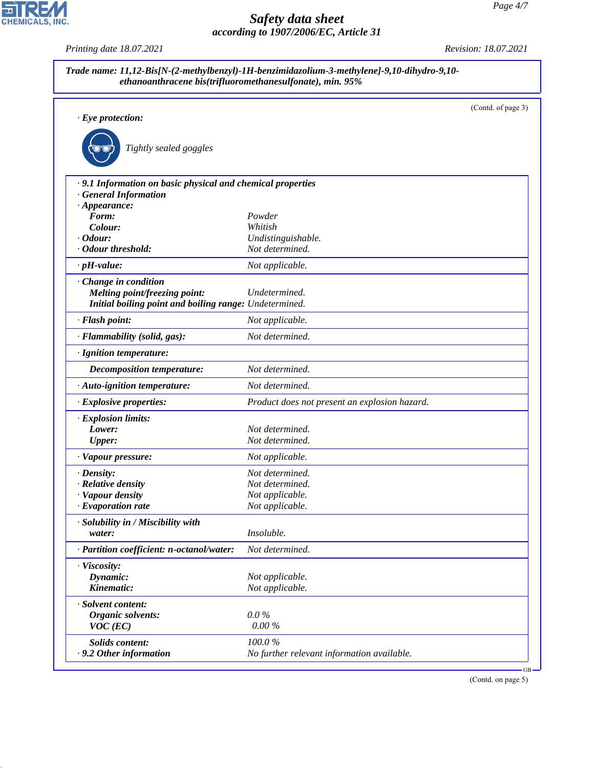**Trade name: 11,12-Bis[N-(2-methylbenzyl)-1H-benzimidazolium-3-methylene]-9,10-dihydro-9,10-ethanoanthracene bis(trifluoromethanesulfonate), min. 95%**

(Contd. of page 3)

· **Eye protection:**

Tightly sealed goggles

· **9.1 Information on basic physical and chemical properties**

· **General Information**

| | |
|---|---|
| · **Appearance:** | |
| **Form:** | Powder |
| **Colour:** | Whitish |
| · **Odour:** | Undistinguishable. |
| · **Odour threshold:** | Not determined. |
| · **pH-value:** | Not applicable. |
| · **Change in condition** | |
| **Melting point/freezing point:** | Undetermined. |
| **Initial boiling point and boiling range:** | Undetermined. |
| · **Flash point:** | Not applicable. |
| · **Flammability (solid, gas):** | Not determined. |
| · **Ignition temperature:** | |
| **Decomposition temperature:** | Not determined. |
| · **Auto-ignition temperature:** | Not determined. |
| · **Explosive properties:** | Product does not present an explosion hazard. |
| · **Explosion limits:** | |
| **Lower:** | Not determined. |
| **Upper:** | Not determined. |
| · **Vapour pressure:** | Not applicable. |
| · **Density:** | Not determined. |
| · **Relative density** | Not determined. |
| · **Vapour density** | Not applicable. |
| · **Evaporation rate** | Not applicable. |
| · **Solubility in / Miscibility with** | |
| **water:** | Insoluble. |
| · **Partition coefficient: n-octanol/water:** | Not determined. |
| · **Viscosity:** | |
| **Dynamic:** | Not applicable. |
| **Kinematic:** | Not applicable. |
| · **Solvent content:** | |
| **Organic solvents:** | 0.0 % |
| **VOC (EC)** | 0.00 % |
| **Solids content:** | 100.0 % |
| · **9.2 Other information** | No further relevant information available. |

(Contd. on page 5)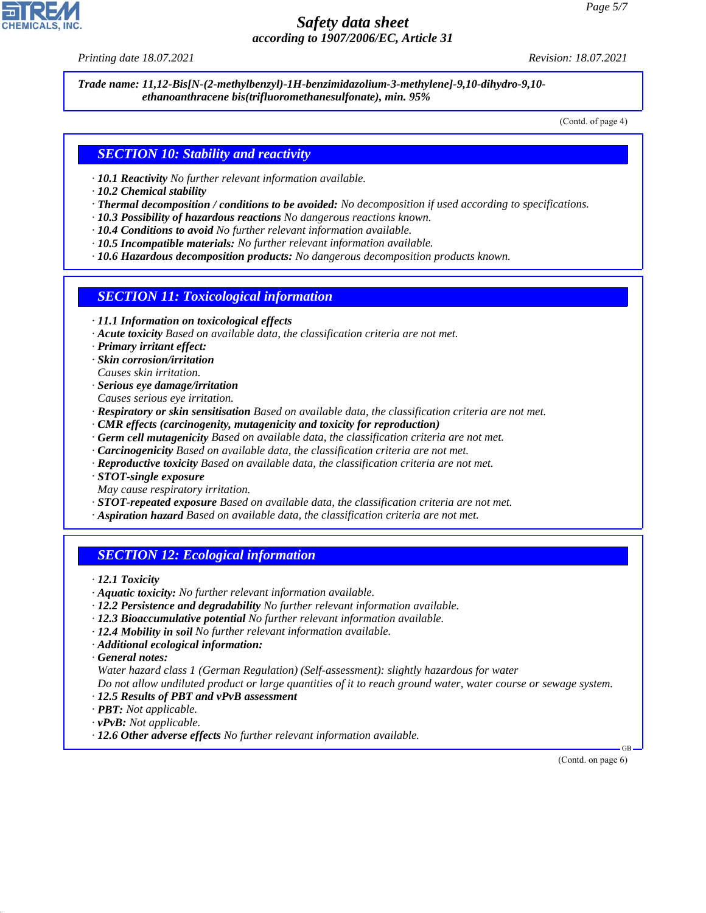**Trade name: 11,12-Bis[N-(2-methylbenzyl)-1H-benzimidazolium-3-methylene]-9,10-dihydro-9,10-ethanoanthracene bis(trifluoromethanesulfonate), min. 95%**

(Contd. of page 4)

## SECTION 10: Stability and reactivity

- **10.1 Reactivity** No further relevant information available.
- **10.2 Chemical stability**
- **Thermal decomposition / conditions to be avoided:** No decomposition if used according to specifications.
- **10.3 Possibility of hazardous reactions** No dangerous reactions known.
- **10.4 Conditions to avoid** No further relevant information available.
- **10.5 Incompatible materials:** No further relevant information available.
- **10.6 Hazardous decomposition products:** No dangerous decomposition products known.

## SECTION 11: Toxicological information

- **11.1 Information on toxicological effects**
- **Acute toxicity** Based on available data, the classification criteria are not met.
- **Primary irritant effect:**
- **Skin corrosion/irritation**
  Causes skin irritation.
- **Serious eye damage/irritation**
  Causes serious eye irritation.
- **Respiratory or skin sensitisation** Based on available data, the classification criteria are not met.
- **CMR effects (carcinogenity, mutagenicity and toxicity for reproduction)**
- **Germ cell mutagenicity** Based on available data, the classification criteria are not met.
- **Carcinogenicity** Based on available data, the classification criteria are not met.
- **Reproductive toxicity** Based on available data, the classification criteria are not met.
- **STOT-single exposure**
  May cause respiratory irritation.
- **STOT-repeated exposure** Based on available data, the classification criteria are not met.
- **Aspiration hazard** Based on available data, the classification criteria are not met.

## SECTION 12: Ecological information

- **12.1 Toxicity**
- **Aquatic toxicity:** No further relevant information available.
- **12.2 Persistence and degradability** No further relevant information available.
- **12.3 Bioaccumulative potential** No further relevant information available.
- **12.4 Mobility in soil** No further relevant information available.
- **Additional ecological information:**
- **General notes:**
  Water hazard class 1 (German Regulation) (Self-assessment): slightly hazardous for water
  Do not allow undiluted product or large quantities of it to reach ground water, water course or sewage system.
- **12.5 Results of PBT and vPvB assessment**
- **PBT:** Not applicable.
- **vPvB:** Not applicable.
- **12.6 Other adverse effects** No further relevant information available.

(Contd. on page 6)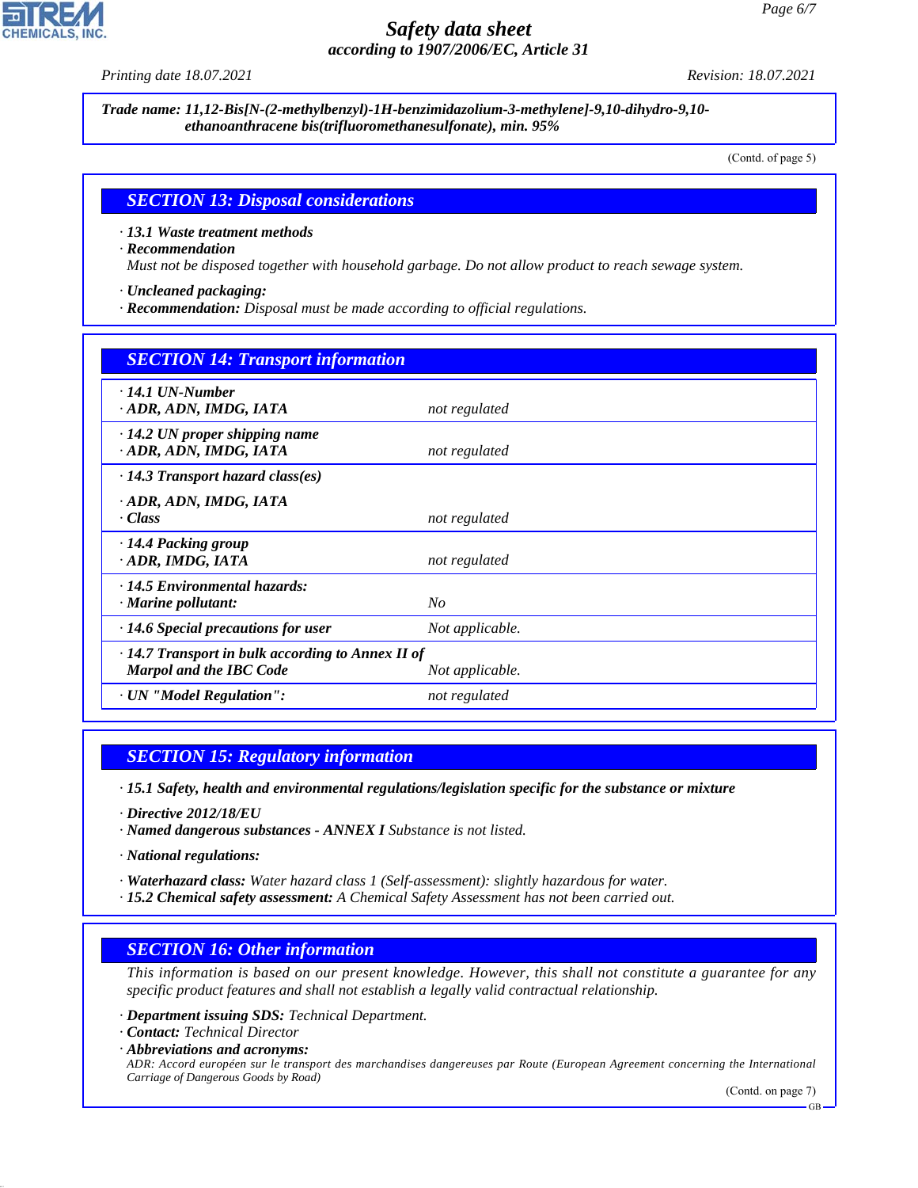**Trade name: 11,12-Bis[N-(2-methylbenzyl)-1H-benzimidazolium-3-methylene]-9,10-dihydro-9,10-ethanoanthracene bis(trifluoromethanesulfonate), min. 95%**

(Contd. of page 5)

## SECTION 13: Disposal considerations

· **13.1 Waste treatment methods**
· **Recommendation**
Must not be disposed together with household garbage. Do not allow product to reach sewage system.

· **Uncleaned packaging:**
· **Recommendation:** Disposal must be made according to official regulations.

## SECTION 14: Transport information

| | |
|---|---|
| · **14.1 UN-Number**<br>· **ADR, ADN, IMDG, IATA** | not regulated |
| · **14.2 UN proper shipping name**<br>· **ADR, ADN, IMDG, IATA** | not regulated |
| · **14.3 Transport hazard class(es)**<br>· **ADR, ADN, IMDG, IATA**<br>· **Class** | not regulated |
| · **14.4 Packing group**<br>· **ADR, IMDG, IATA** | not regulated |
| · **14.5 Environmental hazards:**<br>· **Marine pollutant:** | No |
| · **14.6 Special precautions for user** | Not applicable. |
| · **14.7 Transport in bulk according to Annex II of Marpol and the IBC Code** | Not applicable. |
| · **UN "Model Regulation":** | not regulated |

## SECTION 15: Regulatory information

· **15.1 Safety, health and environmental regulations/legislation specific for the substance or mixture**

· **Directive 2012/18/EU**
· **Named dangerous substances - ANNEX I** Substance is not listed.

· **National regulations:**

· **Waterhazard class:** Water hazard class 1 (Self-assessment): slightly hazardous for water.
· **15.2 Chemical safety assessment:** A Chemical Safety Assessment has not been carried out.

## SECTION 16: Other information

This information is based on our present knowledge. However, this shall not constitute a guarantee for any specific product features and shall not establish a legally valid contractual relationship.

· **Department issuing SDS:** Technical Department.
· **Contact:** Technical Director
· **Abbreviations and acronyms:**
ADR: Accord européen sur le transport des marchandises dangereuses par Route (European Agreement concerning the International Carriage of Dangerous Goods by Road)

(Contd. on page 7)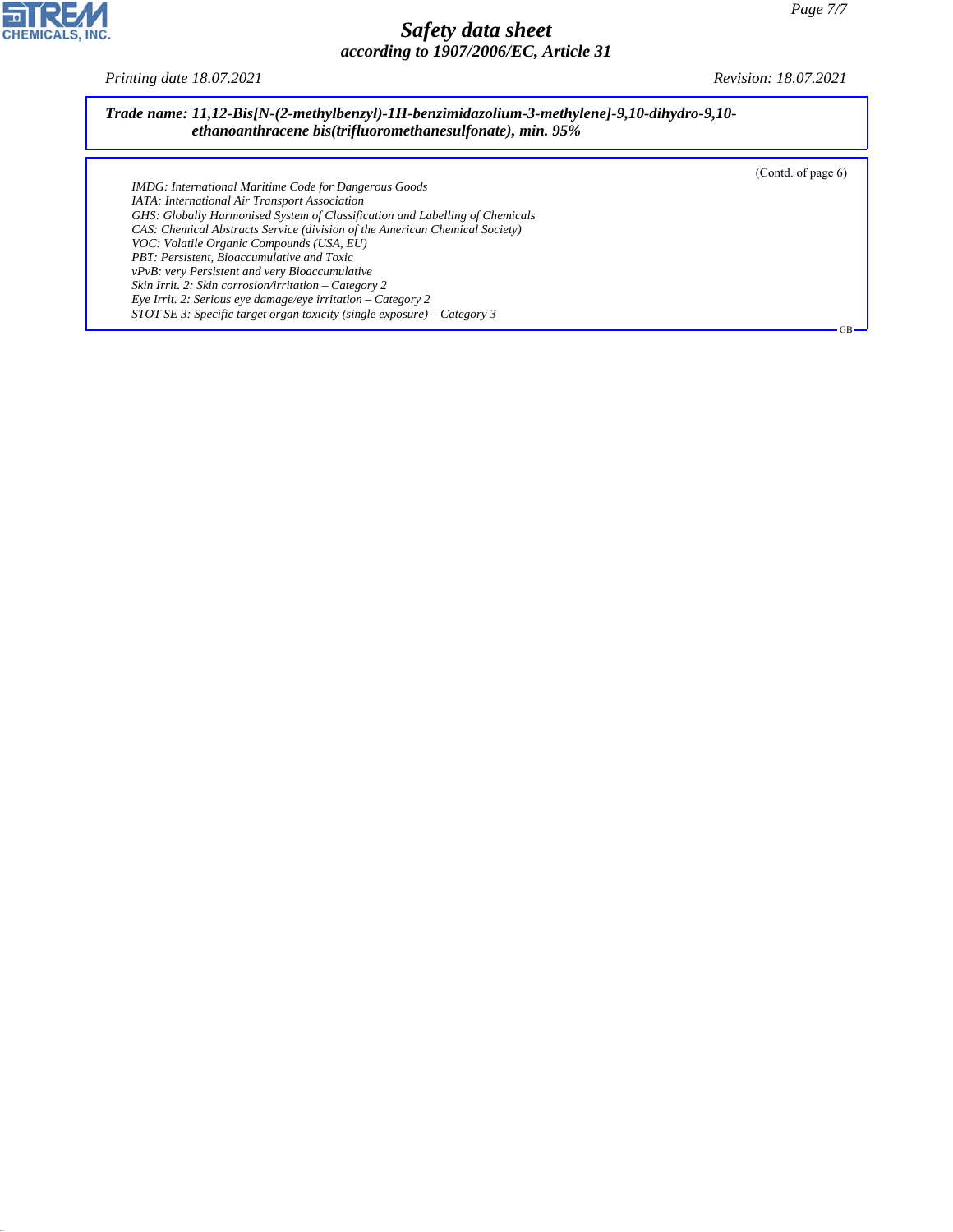**Trade name: 11,12-Bis[N-(2-methylbenzyl)-1H-benzimidazolium-3-methylene]-9,10-dihydro-9,10-ethanoanthracene bis(trifluoromethanesulfonate), min. 95%**

(Contd. of page 6)

*IMDG: International Maritime Code for Dangerous Goods*
*IATA: International Air Transport Association*
*GHS: Globally Harmonised System of Classification and Labelling of Chemicals*
*CAS: Chemical Abstracts Service (division of the American Chemical Society)*
*VOC: Volatile Organic Compounds (USA, EU)*
*PBT: Persistent, Bioaccumulative and Toxic*
*vPvB: very Persistent and very Bioaccumulative*
*Skin Irrit. 2: Skin corrosion/irritation – Category 2*
*Eye Irrit. 2: Serious eye damage/eye irritation – Category 2*
*STOT SE 3: Specific target organ toxicity (single exposure) – Category 3*

GB